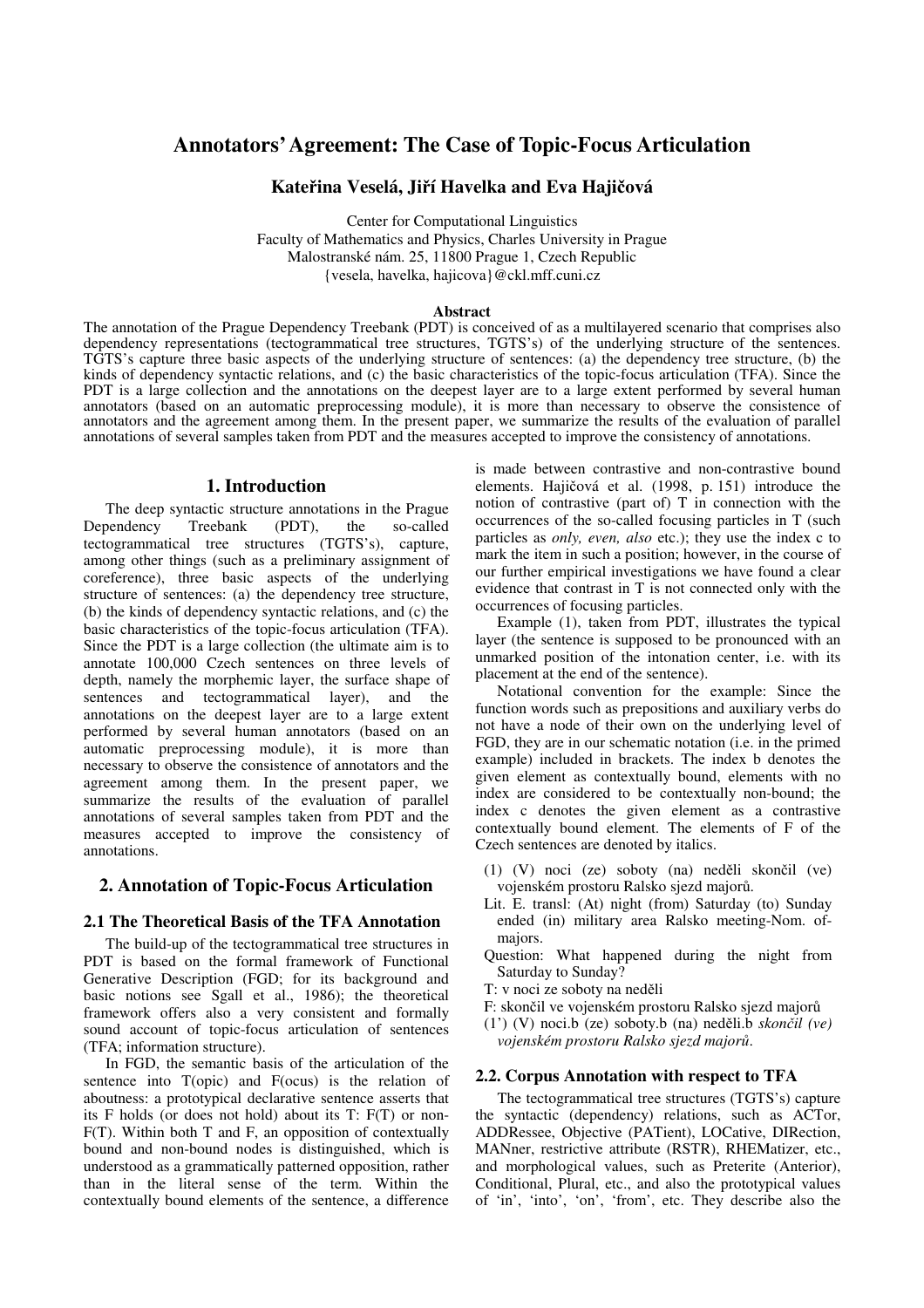# Annotators' Agreement: The Case of Topic-Focus Articulation

**Kateřina Veselá, Jiří Havelka and Eva Hajičová**

Center for Computational Linguistics
Faculty of Mathematics and Physics, Charles University in Prague
Malostranské nám. 25, 11800 Prague 1, Czech Republic
{vesela, havelka, hajicova}@ckl.mff.cuni.cz

**Abstract**

The annotation of the Prague Dependency Treebank (PDT) is conceived of as a multilayered scenario that comprises also dependency representations (tectogrammatical tree structures, TGTS's) of the underlying structure of the sentences. TGTS's capture three basic aspects of the underlying structure of sentences: (a) the dependency tree structure, (b) the kinds of dependency syntactic relations, and (c) the basic characteristics of the topic-focus articulation (TFA). Since the PDT is a large collection and the annotations on the deepest layer are to a large extent performed by several human annotators (based on an automatic preprocessing module), it is more than necessary to observe the consistence of annotators and the agreement among them. In the present paper, we summarize the results of the evaluation of parallel annotations of several samples taken from PDT and the measures accepted to improve the consistency of annotations.

## 1. Introduction

The deep syntactic structure annotations in the Prague Dependency Treebank (PDT), the so-called tectogrammatical tree structures (TGTS's), capture, among other things (such as a preliminary assignment of coreference), three basic aspects of the underlying structure of sentences: (a) the dependency tree structure, (b) the kinds of dependency syntactic relations, and (c) the basic characteristics of the topic-focus articulation (TFA). Since the PDT is a large collection (the ultimate aim is to annotate 100,000 Czech sentences on three levels of depth, namely the morphemic layer, the surface shape of sentences and tectogrammatical layer), and the annotations on the deepest layer are to a large extent performed by several human annotators (based on an automatic preprocessing module), it is more than necessary to observe the consistence of annotators and the agreement among them. In the present paper, we summarize the results of the evaluation of parallel annotations of several samples taken from PDT and the measures accepted to improve the consistency of annotations.

## 2. Annotation of Topic-Focus Articulation

### 2.1 The Theoretical Basis of the TFA Annotation

The build-up of the tectogrammatical tree structures in PDT is based on the formal framework of Functional Generative Description (FGD; for its background and basic notions see Sgall et al., 1986); the theoretical framework offers also a very consistent and formally sound account of topic-focus articulation of sentences (TFA; information structure).

In FGD, the semantic basis of the articulation of the sentence into T(opic) and F(ocus) is the relation of aboutness: a prototypical declarative sentence asserts that its F holds (or does not hold) about its T: F(T) or non-F(T). Within both T and F, an opposition of contextually bound and non-bound nodes is distinguished, which is understood as a grammatically patterned opposition, rather than in the literal sense of the term. Within the contextually bound elements of the sentence, a difference is made between contrastive and non-contrastive bound elements. Hajičová et al. (1998, p. 151) introduce the notion of contrastive (part of) T in connection with the occurrences of the so-called focusing particles in T (such particles as *only, even, also* etc.); they use the index c to mark the item in such a position; however, in the course of our further empirical investigations we have found a clear evidence that contrast in T is not connected only with the occurrences of focusing particles.

Example (1), taken from PDT, illustrates the typical layer (the sentence is supposed to be pronounced with an unmarked position of the intonation center, i.e. with its placement at the end of the sentence).

Notational convention for the example: Since the function words such as prepositions and auxiliary verbs do not have a node of their own on the underlying level of FGD, they are in our schematic notation (i.e. in the primed example) included in brackets. The index b denotes the given element as contextually bound, elements with no index are considered to be contextually non-bound; the index c denotes the given element as a contrastive contextually bound element. The elements of F of the Czech sentences are denoted by italics.

(1) (V) noci (ze) soboty (na) neděli skončil (ve) vojenském prostoru Ralsko sjezd majorů.
Lit. E. transl: (At) night (from) Saturday (to) Sunday ended (in) military area Ralsko meeting-Nom. of-majors.
Question: What happened during the night from Saturday to Sunday?
T: v noci ze soboty na neděli
F: skončil ve vojenském prostoru Ralsko sjezd majorů
(1') (V) noci.b (ze) soboty.b (na) neděli.b *skončil (ve) vojenském prostoru Ralsko sjezd majorů.*

### 2.2. Corpus Annotation with respect to TFA

The tectogrammatical tree structures (TGTS's) capture the syntactic (dependency) relations, such as ACTor, ADDRessee, Objective (PATient), LOCative, DIRection, MANner, restrictive attribute (RSTR), RHEMatizer, etc., and morphological values, such as Preterite (Anterior), Conditional, Plural, etc., and also the prototypical values of 'in', 'into', 'on', 'from', etc. They describe also the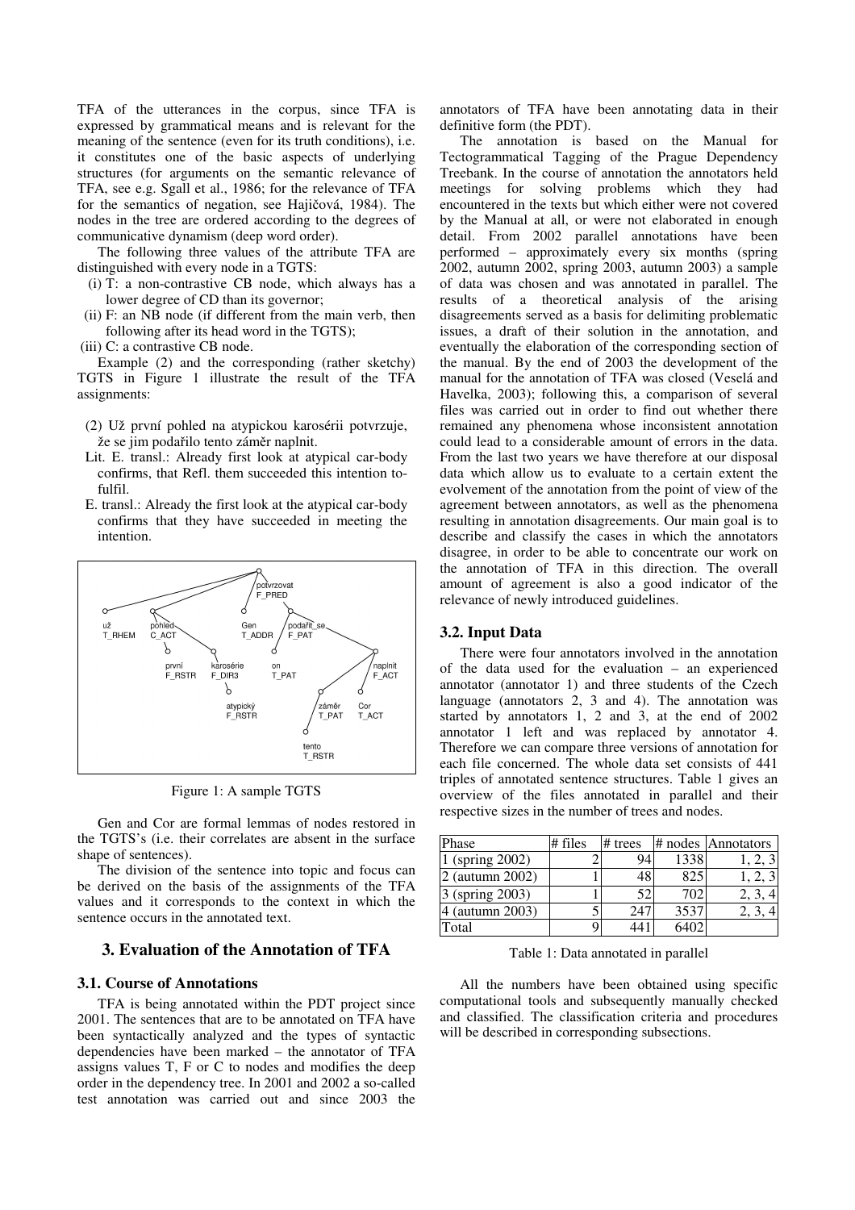TFA of the utterances in the corpus, since TFA is expressed by grammatical means and is relevant for the meaning of the sentence (even for its truth conditions), i.e. it constitutes one of the basic aspects of underlying structures (for arguments on the semantic relevance of TFA, see e.g. Sgall et al., 1986; for the relevance of TFA for the semantics of negation, see Hajičová, 1984). The nodes in the tree are ordered according to the degrees of communicative dynamism (deep word order).

The following three values of the attribute TFA are distinguished with every node in a TGTS:

(i) T: a non-contrastive CB node, which always has a lower degree of CD than its governor;
(ii) F: an NB node (if different from the main verb, then following after its head word in the TGTS);
(iii) C: a contrastive CB node.

Example (2) and the corresponding (rather sketchy) TGTS in Figure 1 illustrate the result of the TFA assignments:

(2) Už první pohled na atypickou karosérii potvrzuje, že se jim podařilo tento záměr naplnit.
Lit. E. transl.: Already first look at atypical car-body confirms, that Refl. them succeeded this intention to-fulfil.
E. transl.: Already the first look at the atypical car-body confirms that they have succeeded in meeting the intention.

```
                         potvrzovat
                         F_PRED
  už        pohled       Gen        podařit_se
  T_RHEM    C_ACT        T_ADDR     F_PAT
     první     karosérie      on          naplnit
     F_RSTR    F_DIR3         T_PAT       F_ACT
               atypický          záměr      Cor
               F_RSTR            T_PAT      T_ACT
                              tento
                              T_RSTR
```

Figure 1: A sample TGTS

Gen and Cor are formal lemmas of nodes restored in the TGTS's (i.e. their correlates are absent in the surface shape of sentences).

The division of the sentence into topic and focus can be derived on the basis of the assignments of the TFA values and it corresponds to the context in which the sentence occurs in the annotated text.

## 3. Evaluation of the Annotation of TFA

### 3.1. Course of Annotations

TFA is being annotated within the PDT project since 2001. The sentences that are to be annotated on TFA have been syntactically analyzed and the types of syntactic dependencies have been marked – the annotator of TFA assigns values T, F or C to nodes and modifies the deep order in the dependency tree. In 2001 and 2002 a so-called test annotation was carried out and since 2003 the annotators of TFA have been annotating data in their definitive form (the PDT).

The annotation is based on the Manual for Tectogrammatical Tagging of the Prague Dependency Treebank. In the course of annotation the annotators held meetings for solving problems which they had encountered in the texts but which either were not covered by the Manual at all, or were not elaborated in enough detail. From 2002 parallel annotations have been performed – approximately every six months (spring 2002, autumn 2002, spring 2003, autumn 2003) a sample of data was chosen and was annotated in parallel. The results of a theoretical analysis of the arising disagreements served as a basis for delimiting problematic issues, a draft of their solution in the annotation, and eventually the elaboration of the corresponding section of the manual. By the end of 2003 the development of the manual for the annotation of TFA was closed (Veselá and Havelka, 2003); following this, a comparison of several files was carried out in order to find out whether there remained any phenomena whose inconsistent annotation could lead to a considerable amount of errors in the data. From the last two years we have therefore at our disposal data which allow us to evaluate to a certain extent the evolvement of the annotation from the point of view of the agreement between annotators, as well as the phenomena resulting in annotation disagreements. Our main goal is to describe and classify the cases in which the annotators disagree, in order to be able to concentrate our work on the annotation of TFA in this direction. The overall amount of agreement is also a good indicator of the relevance of newly introduced guidelines.

### 3.2. Input Data

There were four annotators involved in the annotation of the data used for the evaluation – an experienced annotator (annotator 1) and three students of the Czech language (annotators 2, 3 and 4). The annotation was started by annotators 1, 2 and 3, at the end of 2002 annotator 1 left and was replaced by annotator 4. Therefore we can compare three versions of annotation for each file concerned. The whole data set consists of 441 triples of annotated sentence structures. Table 1 gives an overview of the files annotated in parallel and their respective sizes in the number of trees and nodes.

| Phase | # files | # trees | # nodes | Annotators |
|---|---|---|---|---|
| 1 (spring 2002) | 2 | 94 | 1338 | 1, 2, 3 |
| 2 (autumn 2002) | 1 | 48 | 825 | 1, 2, 3 |
| 3 (spring 2003) | 1 | 52 | 702 | 2, 3, 4 |
| 4 (autumn 2003) | 5 | 247 | 3537 | 2, 3, 4 |
| Total | 9 | 441 | 6402 | |

Table 1: Data annotated in parallel

All the numbers have been obtained using specific computational tools and subsequently manually checked and classified. The classification criteria and procedures will be described in corresponding subsections.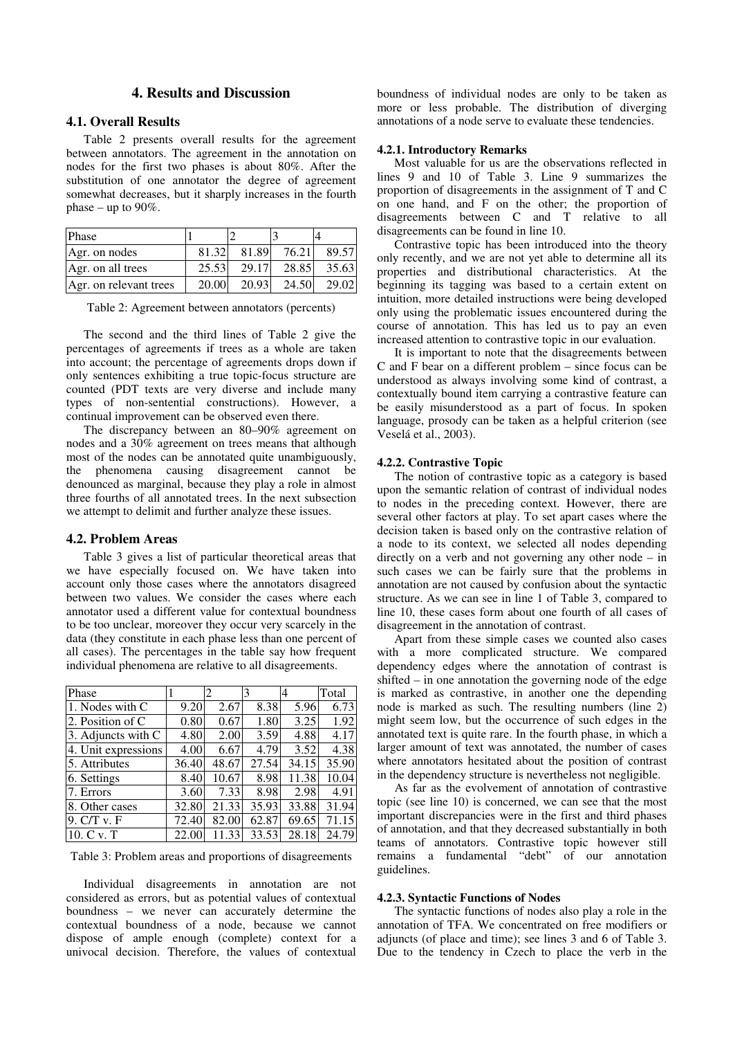## 4. Results and Discussion

### 4.1. Overall Results

Table 2 presents overall results for the agreement between annotators. The agreement in the annotation on nodes for the first two phases is about 80%. After the substitution of one annotator the degree of agreement somewhat decreases, but it sharply increases in the fourth phase – up to 90%.

| Phase | 1 | 2 | 3 | 4 |
|---|---|---|---|---|
| Agr. on nodes | 81.32 | 81.89 | 76.21 | 89.57 |
| Agr. on all trees | 25.53 | 29.17 | 28.85 | 35.63 |
| Agr. on relevant trees | 20.00 | 20.93 | 24.50 | 29.02 |

Table 2: Agreement between annotators (percents)

The second and the third lines of Table 2 give the percentages of agreements if trees as a whole are taken into account; the percentage of agreements drops down if only sentences exhibiting a true topic-focus structure are counted (PDT texts are very diverse and include many types of non-sentential constructions). However, a continual improvement can be observed even there.

The discrepancy between an 80–90% agreement on nodes and a 30% agreement on trees means that although most of the nodes can be annotated quite unambiguously, the phenomena causing disagreement cannot be denounced as marginal, because they play a role in almost three fourths of all annotated trees. In the next subsection we attempt to delimit and further analyze these issues.

### 4.2. Problem Areas

Table 3 gives a list of particular theoretical areas that we have especially focused on. We have taken into account only those cases where the annotators disagreed between two values. We consider the cases where each annotator used a different value for contextual boundness to be too unclear, moreover they occur very scarcely in the data (they constitute in each phase less than one percent of all cases). The percentages in the table say how frequent individual phenomena are relative to all disagreements.

| Phase | 1 | 2 | 3 | 4 | Total |
|---|---|---|---|---|---|
| 1. Nodes with C | 9.20 | 2.67 | 8.38 | 5.96 | 6.73 |
| 2. Position of C | 0.80 | 0.67 | 1.80 | 3.25 | 1.92 |
| 3. Adjuncts with C | 4.80 | 2.00 | 3.59 | 4.88 | 4.17 |
| 4. Unit expressions | 4.00 | 6.67 | 4.79 | 3.52 | 4.38 |
| 5. Attributes | 36.40 | 48.67 | 27.54 | 34.15 | 35.90 |
| 6. Settings | 8.40 | 10.67 | 8.98 | 11.38 | 10.04 |
| 7. Errors | 3.60 | 7.33 | 8.98 | 2.98 | 4.91 |
| 8. Other cases | 32.80 | 21.33 | 35.93 | 33.88 | 31.94 |
| 9. C/T v. F | 72.40 | 82.00 | 62.87 | 69.65 | 71.15 |
| 10. C v. T | 22.00 | 11.33 | 33.53 | 28.18 | 24.79 |

Table 3: Problem areas and proportions of disagreements

Individual disagreements in annotation are not considered as errors, but as potential values of contextual boundness – we never can accurately determine the contextual boundness of a node, because we cannot dispose of ample enough (complete) context for a univocal decision. Therefore, the values of contextual boundness of individual nodes are only to be taken as more or less probable. The distribution of diverging annotations of a node serve to evaluate these tendencies.

#### 4.2.1. Introductory Remarks

Most valuable for us are the observations reflected in lines 9 and 10 of Table 3. Line 9 summarizes the proportion of disagreements in the assignment of T and C on one hand, and F on the other; the proportion of disagreements between C and T relative to all disagreements can be found in line 10.

Contrastive topic has been introduced into the theory only recently, and we are not yet able to determine all its properties and distributional characteristics. At the beginning its tagging was based to a certain extent on intuition, more detailed instructions were being developed only using the problematic issues encountered during the course of annotation. This has led us to pay an even increased attention to contrastive topic in our evaluation.

It is important to note that the disagreements between C and F bear on a different problem – since focus can be understood as always involving some kind of contrast, a contextually bound item carrying a contrastive feature can be easily misunderstood as a part of focus. In spoken language, prosody can be taken as a helpful criterion (see Veselá et al., 2003).

#### 4.2.2. Contrastive Topic

The notion of contrastive topic as a category is based upon the semantic relation of contrast of individual nodes to nodes in the preceding context. However, there are several other factors at play. To set apart cases where the decision taken is based only on the contrastive relation of a node to its context, we selected all nodes depending directly on a verb and not governing any other node – in such cases we can be fairly sure that the problems in annotation are not caused by confusion about the syntactic structure. As we can see in line 1 of Table 3, compared to line 10, these cases form about one fourth of all cases of disagreement in the annotation of contrast.

Apart from these simple cases we counted also cases with a more complicated structure. We compared dependency edges where the annotation of contrast is shifted – in one annotation the governing node of the edge is marked as contrastive, in another one the depending node is marked as such. The resulting numbers (line 2) might seem low, but the occurrence of such edges in the annotated text is quite rare. In the fourth phase, in which a larger amount of text was annotated, the number of cases where annotators hesitated about the position of contrast in the dependency structure is nevertheless not negligible.

As far as the evolvement of annotation of contrastive topic (see line 10) is concerned, we can see that the most important discrepancies were in the first and third phases of annotation, and that they decreased substantially in both teams of annotators. Contrastive topic however still remains a fundamental "debt" of our annotation guidelines.

#### 4.2.3. Syntactic Functions of Nodes

The syntactic functions of nodes also play a role in the annotation of TFA. We concentrated on free modifiers or adjuncts (of place and time); see lines 3 and 6 of Table 3. Due to the tendency in Czech to place the verb in the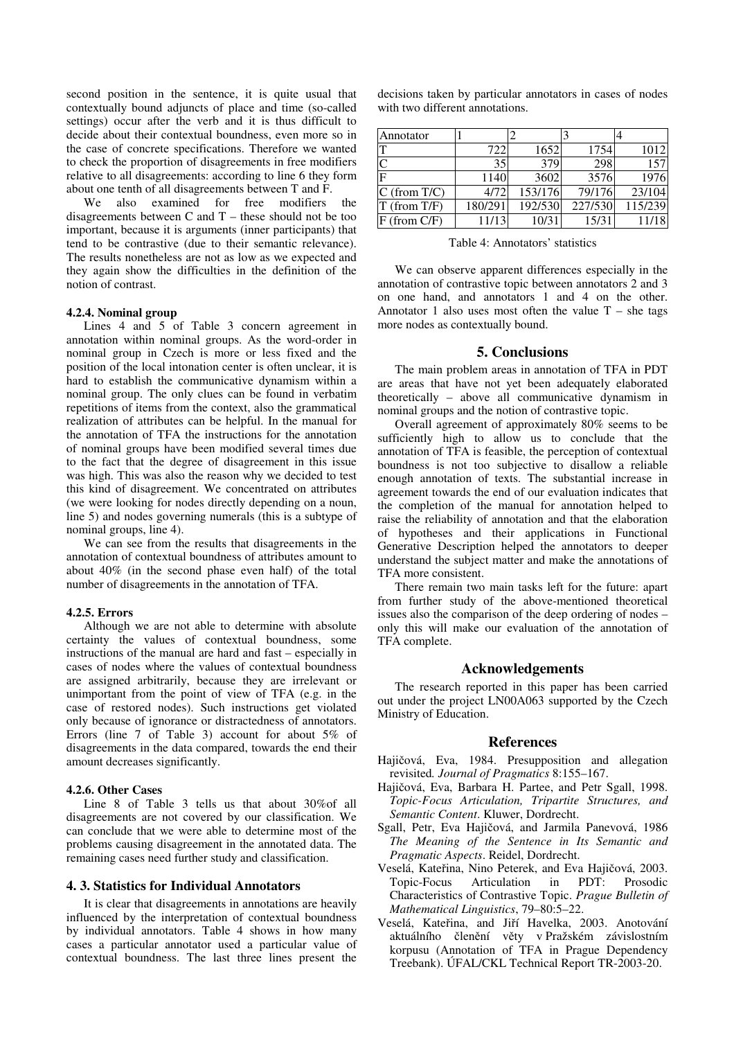second position in the sentence, it is quite usual that contextually bound adjuncts of place and time (so-called settings) occur after the verb and it is thus difficult to decide about their contextual boundness, even more so in the case of concrete specifications. Therefore we wanted to check the proportion of disagreements in free modifiers relative to all disagreements: according to line 6 they form about one tenth of all disagreements between T and F.

We also examined for free modifiers the disagreements between C and T – these should not be too important, because it is arguments (inner participants) that tend to be contrastive (due to their semantic relevance). The results nonetheless are not as low as we expected and they again show the difficulties in the definition of the notion of contrast.

#### 4.2.4. Nominal group

Lines 4 and 5 of Table 3 concern agreement in annotation within nominal groups. As the word-order in nominal group in Czech is more or less fixed and the position of the local intonation center is often unclear, it is hard to establish the communicative dynamism within a nominal group. The only clues can be found in verbatim repetitions of items from the context, also the grammatical realization of attributes can be helpful. In the manual for the annotation of TFA the instructions for the annotation of nominal groups have been modified several times due to the fact that the degree of disagreement in this issue was high. This was also the reason why we decided to test this kind of disagreement. We concentrated on attributes (we were looking for nodes directly depending on a noun, line 5) and nodes governing numerals (this is a subtype of nominal groups, line 4).

We can see from the results that disagreements in the annotation of contextual boundness of attributes amount to about 40% (in the second phase even half) of the total number of disagreements in the annotation of TFA.

#### 4.2.5. Errors

Although we are not able to determine with absolute certainty the values of contextual boundness, some instructions of the manual are hard and fast – especially in cases of nodes where the values of contextual boundness are assigned arbitrarily, because they are irrelevant or unimportant from the point of view of TFA (e.g. in the case of restored nodes). Such instructions get violated only because of ignorance or distractedness of annotators. Errors (line 7 of Table 3) account for about 5% of disagreements in the data compared, towards the end their amount decreases significantly.

#### 4.2.6. Other Cases

Line 8 of Table 3 tells us that about 30%of all disagreements are not covered by our classification. We can conclude that we were able to determine most of the problems causing disagreement in the annotated data. The remaining cases need further study and classification.

### 4. 3. Statistics for Individual Annotators

It is clear that disagreements in annotations are heavily influenced by the interpretation of contextual boundness by individual annotators. Table 4 shows in how many cases a particular annotator used a particular value of contextual boundness. The last three lines present the decisions taken by particular annotators in cases of nodes with two different annotations.

| Annotator | 1 | 2 | 3 | 4 |
|---|---|---|---|---|
| T | 722 | 1652 | 1754 | 1012 |
| C | 35 | 379 | 298 | 157 |
| F | 1140 | 3602 | 3576 | 1976 |
| C (from T/C) | 4/72 | 153/176 | 79/176 | 23/104 |
| T (from T/F) | 180/291 | 192/530 | 227/530 | 115/239 |
| F (from C/F) | 11/13 | 10/31 | 15/31 | 11/18 |

Table 4: Annotators' statistics

We can observe apparent differences especially in the annotation of contrastive topic between annotators 2 and 3 on one hand, and annotators 1 and 4 on the other. Annotator 1 also uses most often the value T – she tags more nodes as contextually bound.

## 5. Conclusions

The main problem areas in annotation of TFA in PDT are areas that have not yet been adequately elaborated theoretically – above all communicative dynamism in nominal groups and the notion of contrastive topic.

Overall agreement of approximately 80% seems to be sufficiently high to allow us to conclude that the annotation of TFA is feasible, the perception of contextual boundness is not too subjective to disallow a reliable enough annotation of texts. The substantial increase in agreement towards the end of our evaluation indicates that the completion of the manual for annotation helped to raise the reliability of annotation and that the elaboration of hypotheses and their applications in Functional Generative Description helped the annotators to deeper understand the subject matter and make the annotations of TFA more consistent.

There remain two main tasks left for the future: apart from further study of the above-mentioned theoretical issues also the comparison of the deep ordering of nodes – only this will make our evaluation of the annotation of TFA complete.

## Acknowledgements

The research reported in this paper has been carried out under the project LN00A063 supported by the Czech Ministry of Education.

## References

Hajičová, Eva, 1984. Presupposition and allegation revisited*. Journal of Pragmatics* 8:155–167.

Hajičová, Eva, Barbara H. Partee, and Petr Sgall, 1998. *Topic-Focus Articulation, Tripartite Structures, and Semantic Content*. Kluwer, Dordrecht.

Sgall, Petr, Eva Hajičová, and Jarmila Panevová, 1986 *The Meaning of the Sentence in Its Semantic and Pragmatic Aspects*. Reidel, Dordrecht.

Veselá, Kateřina, Nino Peterek, and Eva Hajičová, 2003. Topic-Focus Articulation in PDT: Prosodic Characteristics of Contrastive Topic. *Prague Bulletin of Mathematical Linguistics*, 79–80:5–22.

Veselá, Kateřina, and Jiří Havelka, 2003. Anotování aktuálního členění věty v Pražském závislostním korpusu (Annotation of TFA in Prague Dependency Treebank). ÚFAL/CKL Technical Report TR-2003-20.